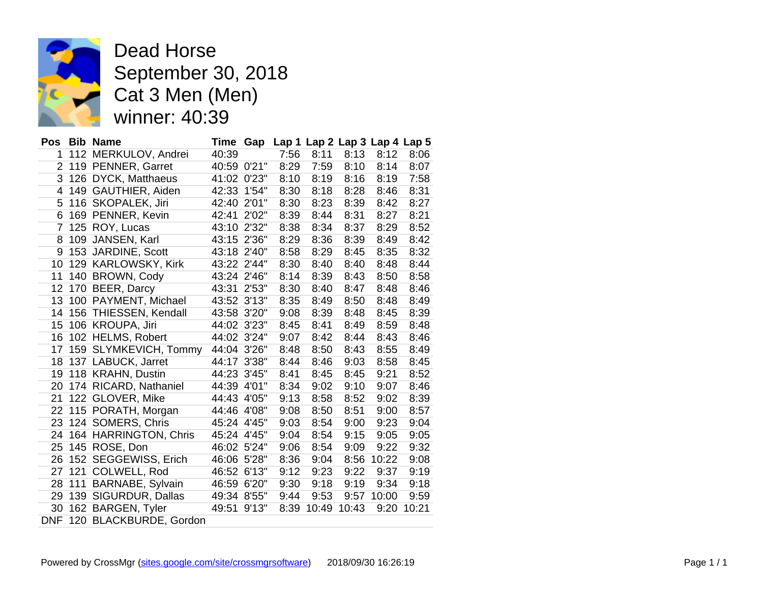# Dead Horse
# September 30, 2018
# Cat 3 Men (Men)
# winner: 40:39

| Pos | Bib | Name | Time | Gap | Lap 1 | Lap 2 | Lap 3 | Lap 4 | Lap 5 |
|---|---|---|---|---|---|---|---|---|---|
| 1 | 112 | MERKULOV, Andrei | 40:39 | | 7:56 | 8:11 | 8:13 | 8:12 | 8:06 |
| 2 | 119 | PENNER, Garret | 40:59 | 0'21" | 8:29 | 7:59 | 8:10 | 8:14 | 8:07 |
| 3 | 126 | DYCK, Matthaeus | 41:02 | 0'23" | 8:10 | 8:19 | 8:16 | 8:19 | 7:58 |
| 4 | 149 | GAUTHIER, Aiden | 42:33 | 1'54" | 8:30 | 8:18 | 8:28 | 8:46 | 8:31 |
| 5 | 116 | SKOPALEK, Jiri | 42:40 | 2'01" | 8:30 | 8:23 | 8:39 | 8:42 | 8:27 |
| 6 | 169 | PENNER, Kevin | 42:41 | 2'02" | 8:39 | 8:44 | 8:31 | 8:27 | 8:21 |
| 7 | 125 | ROY, Lucas | 43:10 | 2'32" | 8:38 | 8:34 | 8:37 | 8:29 | 8:52 |
| 8 | 109 | JANSEN, Karl | 43:15 | 2'36" | 8:29 | 8:36 | 8:39 | 8:49 | 8:42 |
| 9 | 153 | JARDINE, Scott | 43:18 | 2'40" | 8:58 | 8:29 | 8:45 | 8:35 | 8:32 |
| 10 | 129 | KARLOWSKY, Kirk | 43:22 | 2'44" | 8:30 | 8:40 | 8:40 | 8:48 | 8:44 |
| 11 | 140 | BROWN, Cody | 43:24 | 2'46" | 8:14 | 8:39 | 8:43 | 8:50 | 8:58 |
| 12 | 170 | BEER, Darcy | 43:31 | 2'53" | 8:30 | 8:40 | 8:47 | 8:48 | 8:46 |
| 13 | 100 | PAYMENT, Michael | 43:52 | 3'13" | 8:35 | 8:49 | 8:50 | 8:48 | 8:49 |
| 14 | 156 | THIESSEN, Kendall | 43:58 | 3'20" | 9:08 | 8:39 | 8:48 | 8:45 | 8:39 |
| 15 | 106 | KROUPA, Jiri | 44:02 | 3'23" | 8:45 | 8:41 | 8:49 | 8:59 | 8:48 |
| 16 | 102 | HELMS, Robert | 44:02 | 3'24" | 9:07 | 8:42 | 8:44 | 8:43 | 8:46 |
| 17 | 159 | SLYMKEVICH, Tommy | 44:04 | 3'26" | 8:48 | 8:50 | 8:43 | 8:55 | 8:49 |
| 18 | 137 | LABUCK, Jarret | 44:17 | 3'38" | 8:44 | 8:46 | 9:03 | 8:58 | 8:45 |
| 19 | 118 | KRAHN, Dustin | 44:23 | 3'45" | 8:41 | 8:45 | 8:45 | 9:21 | 8:52 |
| 20 | 174 | RICARD, Nathaniel | 44:39 | 4'01" | 8:34 | 9:02 | 9:10 | 9:07 | 8:46 |
| 21 | 122 | GLOVER, Mike | 44:43 | 4'05" | 9:13 | 8:58 | 8:52 | 9:02 | 8:39 |
| 22 | 115 | PORATH, Morgan | 44:46 | 4'08" | 9:08 | 8:50 | 8:51 | 9:00 | 8:57 |
| 23 | 124 | SOMERS, Chris | 45:24 | 4'45" | 9:03 | 8:54 | 9:00 | 9:23 | 9:04 |
| 24 | 164 | HARRINGTON, Chris | 45:24 | 4'45" | 9:04 | 8:54 | 9:15 | 9:05 | 9:05 |
| 25 | 145 | ROSE, Don | 46:02 | 5'24" | 9:06 | 8:54 | 9:09 | 9:22 | 9:32 |
| 26 | 152 | SEGGEWISS, Erich | 46:06 | 5'28" | 8:36 | 9:04 | 8:56 | 10:22 | 9:08 |
| 27 | 121 | COLWELL, Rod | 46:52 | 6'13" | 9:12 | 9:23 | 9:22 | 9:37 | 9:19 |
| 28 | 111 | BARNABE, Sylvain | 46:59 | 6'20" | 9:30 | 9:18 | 9:19 | 9:34 | 9:18 |
| 29 | 139 | SIGURDUR, Dallas | 49:34 | 8'55" | 9:44 | 9:53 | 9:57 | 10:00 | 9:59 |
| 30 | 162 | BARGEN, Tyler | 49:51 | 9'13" | 8:39 | 10:49 | 10:43 | 9:20 | 10:21 |
| DNF | 120 | BLACKBURDE, Gordon | | | | | | | |

Powered by CrossMgr (sites.google.com/site/crossmgrsoftware) 2018/09/30 16:26:19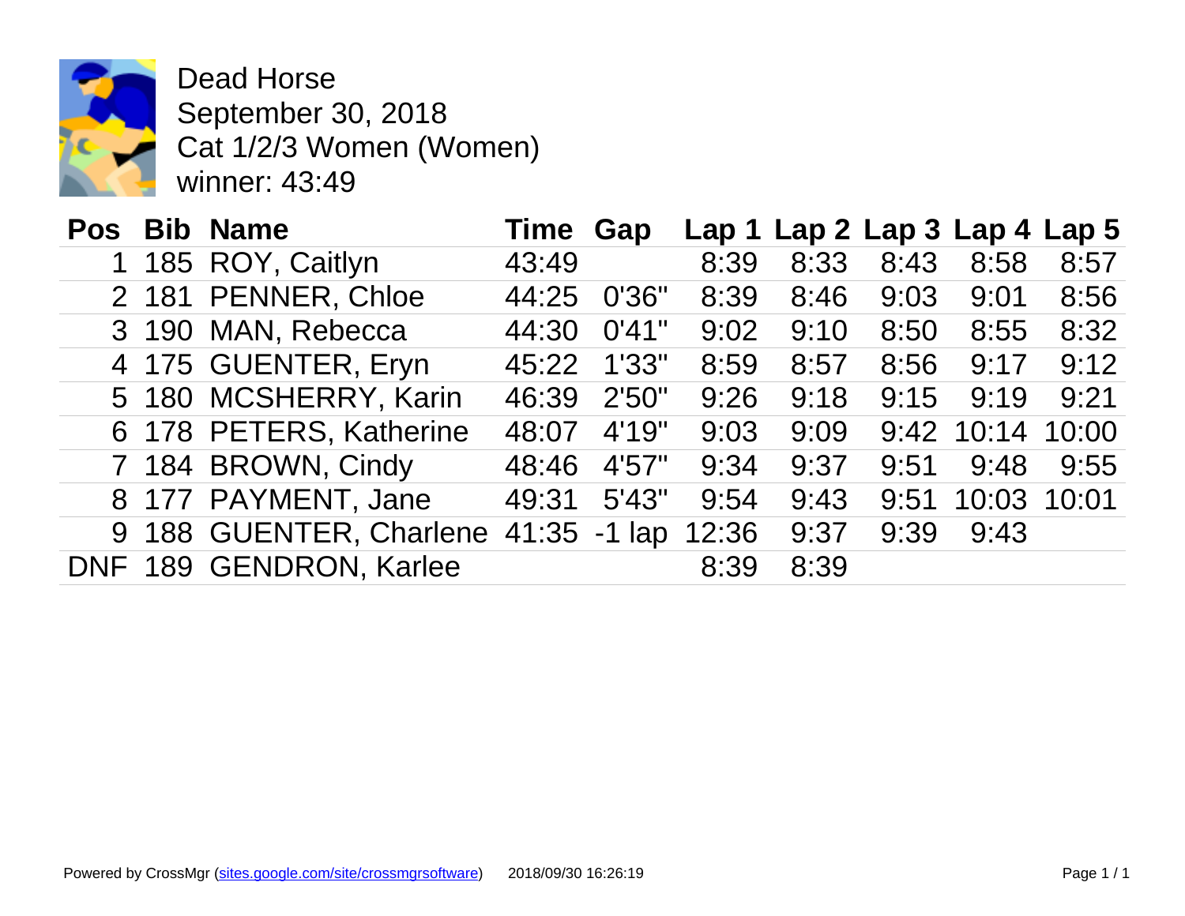Dead Horse
September 30, 2018
Cat 1/2/3 Women (Women)
winner: 43:49

| Pos | Bib | Name | Time | Gap | Lap 1 | Lap 2 | Lap 3 | Lap 4 | Lap 5 |
|---|---|---|---|---|---|---|---|---|---|
| 1 | 185 | ROY, Caitlyn | 43:49 | | 8:39 | 8:33 | 8:43 | 8:58 | 8:57 |
| 2 | 181 | PENNER, Chloe | 44:25 | 0'36" | 8:39 | 8:46 | 9:03 | 9:01 | 8:56 |
| 3 | 190 | MAN, Rebecca | 44:30 | 0'41" | 9:02 | 9:10 | 8:50 | 8:55 | 8:32 |
| 4 | 175 | GUENTER, Eryn | 45:22 | 1'33" | 8:59 | 8:57 | 8:56 | 9:17 | 9:12 |
| 5 | 180 | MCSHERRY, Karin | 46:39 | 2'50" | 9:26 | 9:18 | 9:15 | 9:19 | 9:21 |
| 6 | 178 | PETERS, Katherine | 48:07 | 4'19" | 9:03 | 9:09 | 9:42 | 10:14 | 10:00 |
| 7 | 184 | BROWN, Cindy | 48:46 | 4'57" | 9:34 | 9:37 | 9:51 | 9:48 | 9:55 |
| 8 | 177 | PAYMENT, Jane | 49:31 | 5'43" | 9:54 | 9:43 | 9:51 | 10:03 | 10:01 |
| 9 | 188 | GUENTER, Charlene | 41:35 | -1 lap | 12:36 | 9:37 | 9:39 | 9:43 | |
| DNF | 189 | GENDRON, Karlee | | | 8:39 | 8:39 | | | |

Powered by CrossMgr (sites.google.com/site/crossmgrsoftware) 2018/09/30 16:26:19